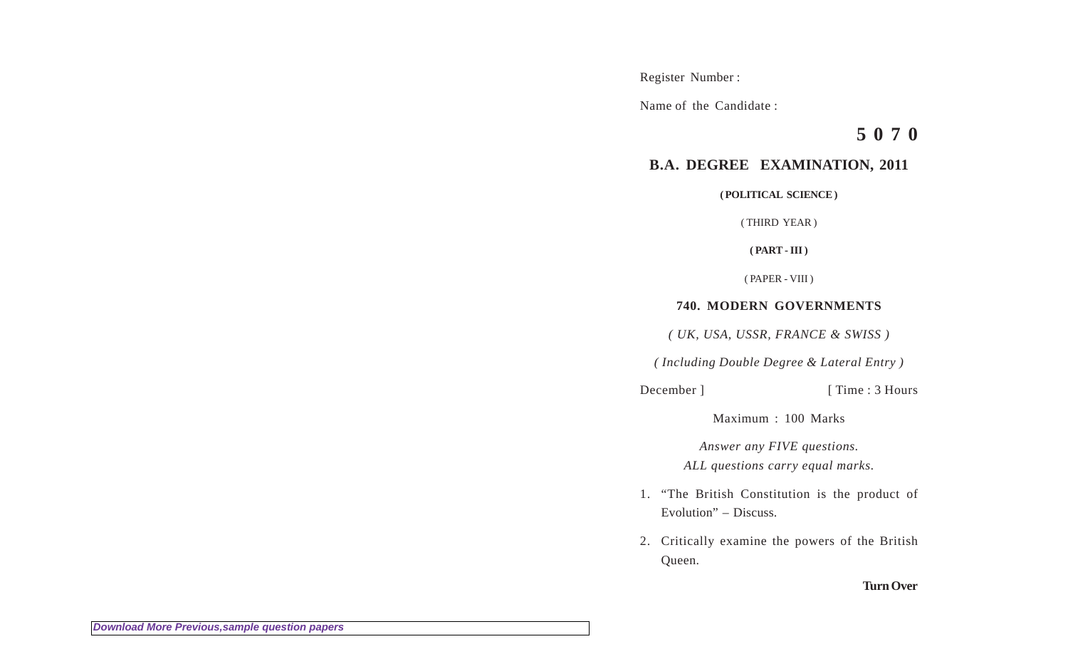Register Number :

Name of the Candidate :

**5 0 7 0**

## B.A. DEGREE EXAMINATION, 2011

**( POLITICAL SCIENCE )**

( THIRD YEAR )

**( PART - III )**

( PAPER - VIII )

### 740. MODERN GOVERNMENTS

*( UK, USA, USSR, FRANCE & SWISS )*

*( Including Double Degree & Lateral Entry )*

December ] [ Time : 3 Hours

Maximum : 100 Marks

*Answer any FIVE questions.*
*ALL questions carry equal marks.*

1. "The British Constitution is the product of Evolution" – Discuss.

2. Critically examine the powers of the British Queen.

**Turn Over**

*Download More Previous,sample question papers*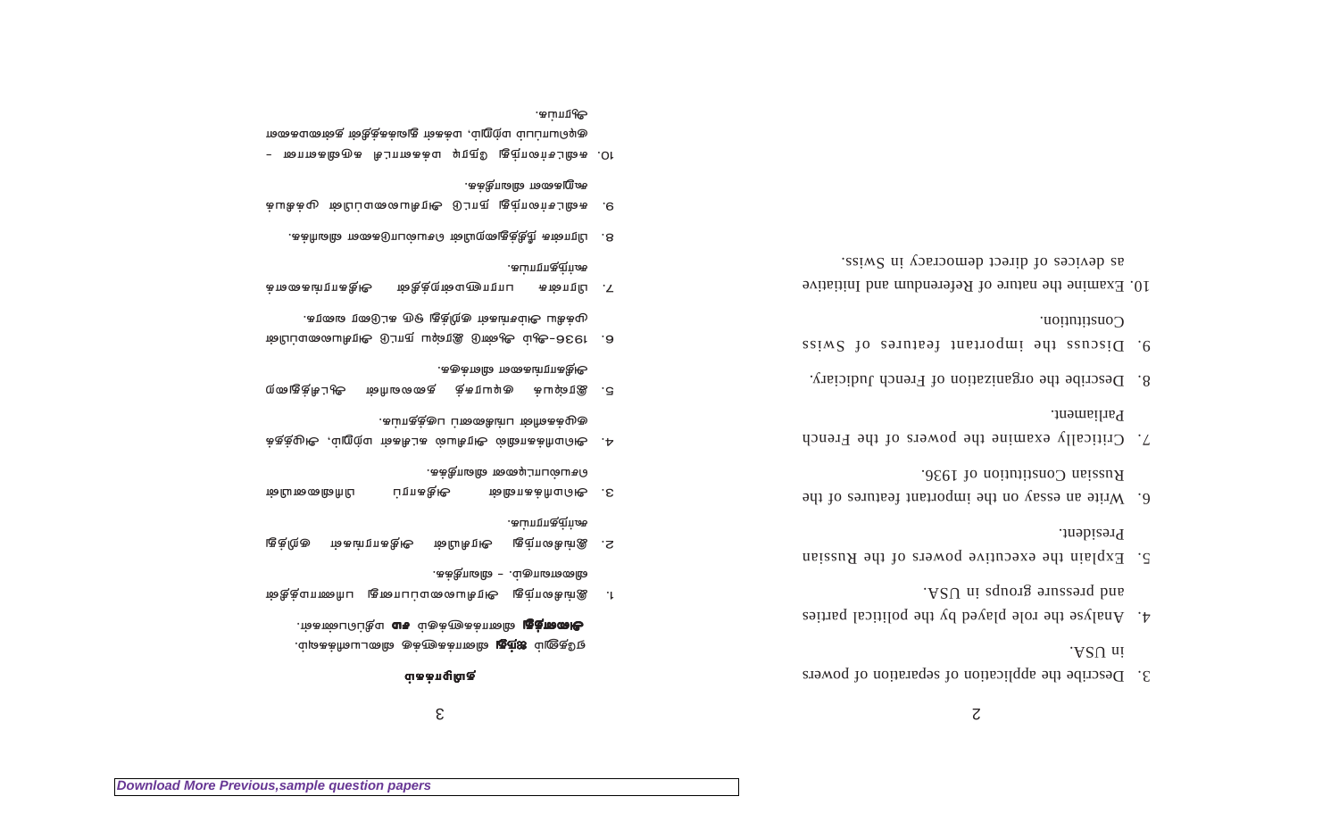3. Describe the application of separation of powers in USA.

4. Analyse the role played by the political parties and pressure groups in USA.

5. Explain the executive powers of the Russian President.

6. Write an essay on the important features of the Russian Constitution of 1936.

7. Critically examine the powers of the French Parliament.

8. Describe the organization of French Judiciary.

9. Discuss the important features of Swiss Constitution.

10. Examine the nature of Referendum and Initiative as devices of direct democracy in Swiss.

## தமிழாக்கம்

ஏதேனும் **இரண்டு** வினாக்களுக்கு விடையளிக்கவும்.
**அனைத்து** வினாக்களுக்கும் சம மதிப்பெண்கள்.

1. இங்கிலாந்து அரசியலமைப்பின் பாரம்பரியத் தன்மைகள். – விவாதிக்க.

2. இங்கிலாந்து அரசியின் அதிகாரங்கள் குறித்து ஆராய்க்கவும்.

3. அமெரிக்காவில் அதிகாரப் பிரிவினையின் செயல்பாட்டினை விவரிக்க.

4. அமெரிக்காவில் அரசியல் கட்சிகள் மற்றும், அழுத்தக் குழுக்களின் பங்கினைப் பகுத்தாய்க.

5. இரஷ்ய குடியரசுத் தலைவரின் நிர்வாக அதிகாரங்களை விளக்குக.

6. 1936-ஆம் ஆண்டு இரஷ்ய நாட்டு அரசியலமைப்பின் முக்கிய அம்சங்கள் குறித்து ஒரு கட்டுரை வரைக.

7. பிரான்ச பாராளுமன்றத்தின் அதிகாரங்களை ஆராய்க்கவும்.

8. பிரான்ச நீதித்துறையின் செயல்பாட்டினை விளக்குக.

9. சுவிட்சர்லாந்து நாட்டு அரசியலமைப்பின் முக்கிய கூறுகளை விவாதிக்க.

10. சுவிட்சர்லாந்து நேரடி மக்களாட்சி கருவிகளான – ஒப்புதல் பெறுதல், மக்கள் முன்மொழிதல் ஆகியவற்றை ஆராய்க.